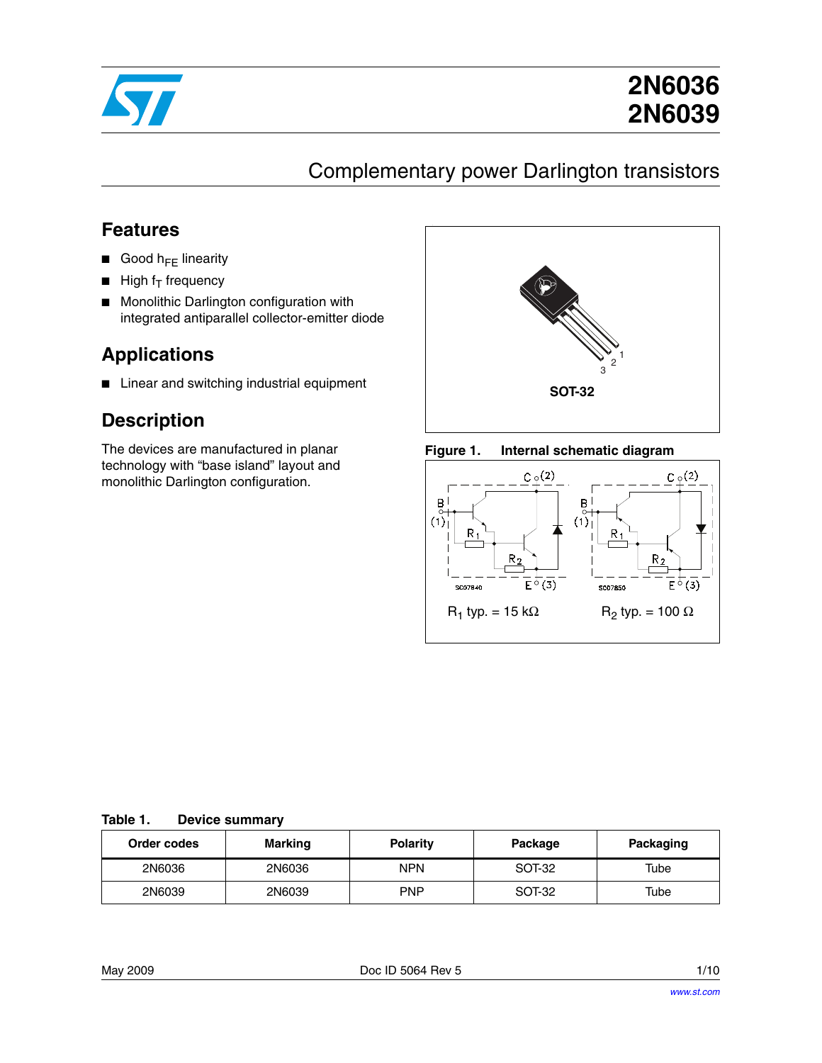# 2N6036
# 2N6039

## Complementary power Darlington transistors

## Features

- Good $h_{FE}$ linearity
- High $f_T$ frequency
- Monolithic Darlington configuration with integrated antiparallel collector-emitter diode

## Applications

- Linear and switching industrial equipment

## Description

The devices are manufactured in planar technology with "base island" layout and monolithic Darlington configuration.

SOT-32

**Figure 1. Internal schematic diagram**

$R_1$ typ. = 15 kΩ $R_2$ typ. = 100 Ω

**Table 1. Device summary**

| Order codes | Marking | Polarity | Package | Packaging |
|---|---|---|---|---|
| 2N6036 | 2N6036 | NPN | SOT-32 | Tube |
| 2N6039 | 2N6039 | PNP | SOT-32 | Tube |

May 2009 Doc ID 5064 Rev 5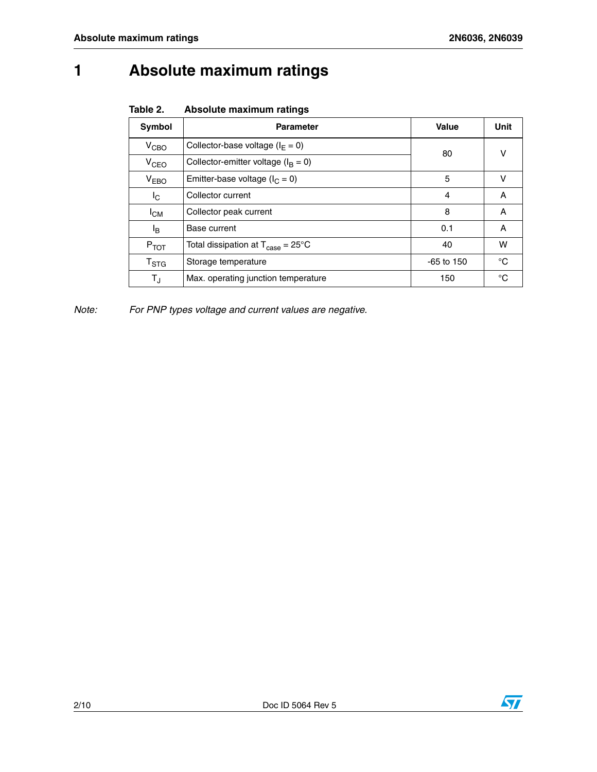# 1 Absolute maximum ratings

**Table 2. Absolute maximum ratings**

| Symbol | Parameter | Value | Unit |
|---|---|---|---|
| $V_{CBO}$ | Collector-base voltage ($I_E = 0$) | 80 | V |
| $V_{CEO}$ | Collector-emitter voltage ($I_B = 0$) | | |
| $V_{EBO}$ | Emitter-base voltage ($I_C = 0$) | 5 | V |
| $I_C$ | Collector current | 4 | A |
| $I_{CM}$ | Collector peak current | 8 | A |
| $I_B$ | Base current | 0.1 | A |
| $P_{TOT}$ | Total dissipation at $T_{case} = 25°C$ | 40 | W |
| $T_{STG}$ | Storage temperature | -65 to 150 | °C |
| $T_J$ | Max. operating junction temperature | 150 | °C |

*Note: For PNP types voltage and current values are negative.*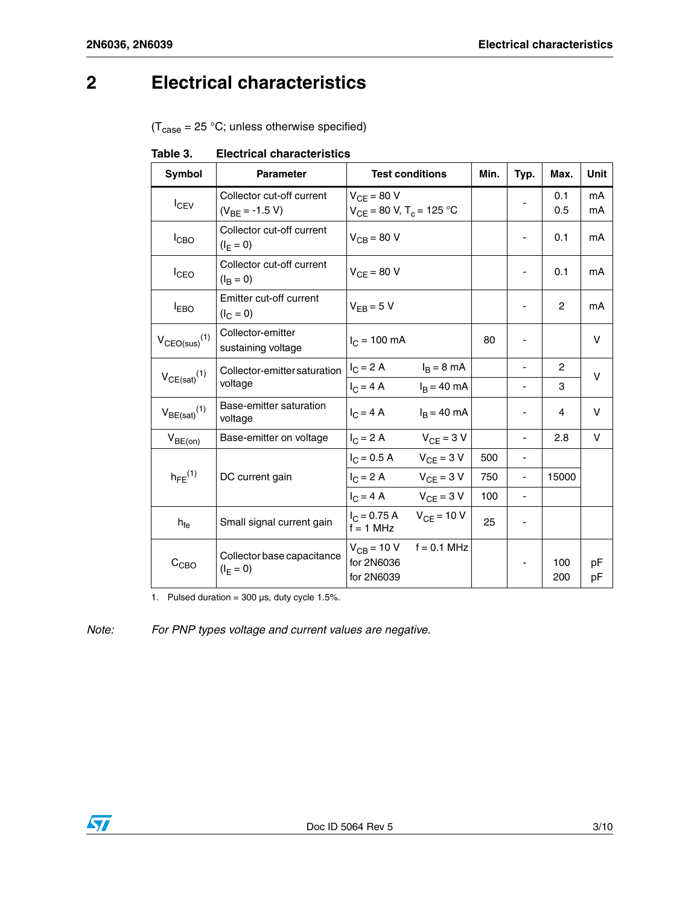# 2 Electrical characteristics

($T_{case}$ = 25 °C; unless otherwise specified)

**Table 3. Electrical characteristics**

| Symbol | Parameter | Test conditions | Min. | Typ. | Max. | Unit |
|---|---|---|---|---|---|---|
| $I_{CEV}$ | Collector cut-off current ($V_{BE}$ = -1.5 V) | $V_{CE}$ = 80 V<br>$V_{CE}$ = 80 V, $T_c$ = 125 °C | | - | 0.1<br>0.5 | mA<br>mA |
| $I_{CBO}$ | Collector cut-off current ($I_E$ = 0) | $V_{CB}$ = 80 V | | - | 0.1 | mA |
| $I_{CEO}$ | Collector cut-off current ($I_B$ = 0) | $V_{CE}$ = 80 V | | - | 0.1 | mA |
| $I_{EBO}$ | Emitter cut-off current ($I_C$ = 0) | $V_{EB}$ = 5 V | | - | 2 | mA |
| $V_{CEO(sus)}$ [1] | Collector-emitter sustaining voltage | $I_C$ = 100 mA | 80 | - | | V |
| $V_{CE(sat)}$ [1] | Collector-emitter saturation voltage | $I_C$ = 2 A $I_B$ = 8 mA | | - | 2 | V |
| | | $I_C$ = 4 A $I_B$ = 40 mA | | - | 3 | |
| $V_{BE(sat)}$ [1] | Base-emitter saturation voltage | $I_C$ = 4 A $I_B$ = 40 mA | | - | 4 | V |
| $V_{BE(on)}$ | Base-emitter on voltage | $I_C$ = 2 A $V_{CE}$ = 3 V | | - | 2.8 | V |
| $h_{FE}$ [1] | DC current gain | $I_C$ = 0.5 A $V_{CE}$ = 3 V | 500 | - | | |
| | | $I_C$ = 2 A $V_{CE}$ = 3 V | 750 | - | 15000 | |
| | | $I_C$ = 4 A $V_{CE}$ = 3 V | 100 | - | | |
| $h_{fe}$ | Small signal current gain | $I_C$ = 0.75 A $V_{CE}$ = 10 V<br>f = 1 MHz | 25 | - | | |
| $C_{CBO}$ | Collector base capacitance ($I_E$ = 0) | $V_{CB}$ = 10 V f = 0.1 MHz<br>for 2N6036<br>for 2N6039 | | - | 100<br>200 | pF<br>pF |

1. Pulsed duration = 300 µs, duty cycle 1.5%.

*Note: For PNP types voltage and current values are negative.*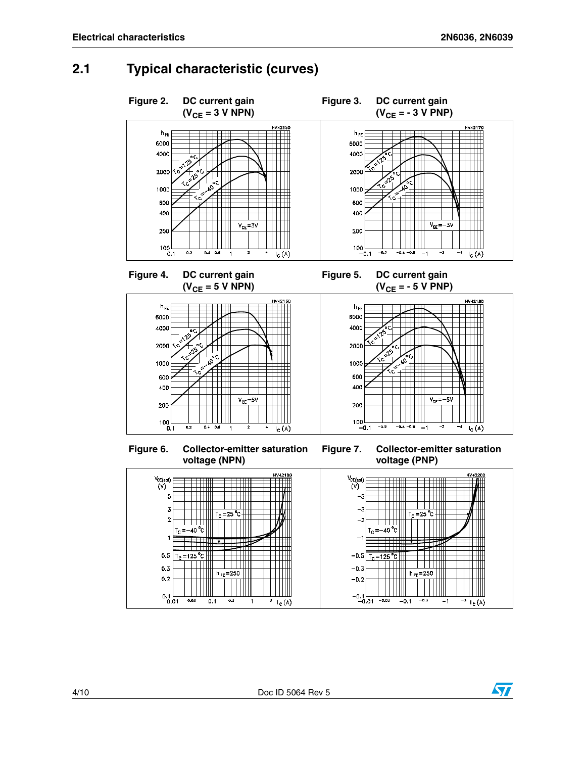## 2.1 Typical characteristic (curves)

**Figure 2. DC current gain ($V_{CE}$ = 3 V NPN)**

**Figure 3. DC current gain ($V_{CE}$ = - 3 V PNP)**

**Figure 4. DC current gain ($V_{CE}$ = 5 V NPN)**

**Figure 5. DC current gain ($V_{CE}$ = - 5 V PNP)**

**Figure 6. Collector-emitter saturation voltage (NPN)**

**Figure 7. Collector-emitter saturation voltage (PNP)**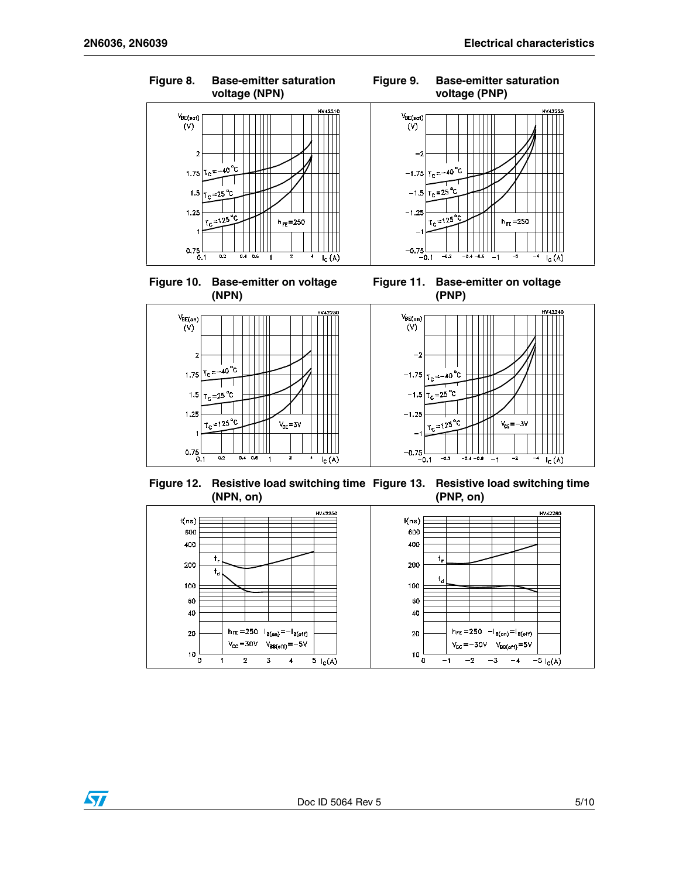Figure 8. Base-emitter saturation voltage (NPN)

Figure 9. Base-emitter saturation voltage (PNP)

Figure 10. Base-emitter on voltage (NPN)

Figure 11. Base-emitter on voltage (PNP)

Figure 12. Resistive load switching time (NPN, on)

Figure 13. Resistive load switching time (PNP, on)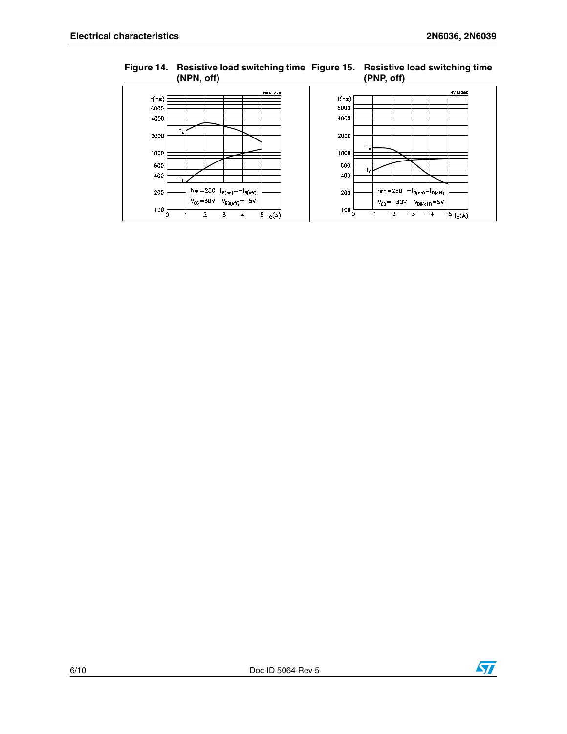**Figure 14. Resistive load switching time (NPN, off)**

**Figure 15. Resistive load switching time (PNP, off)**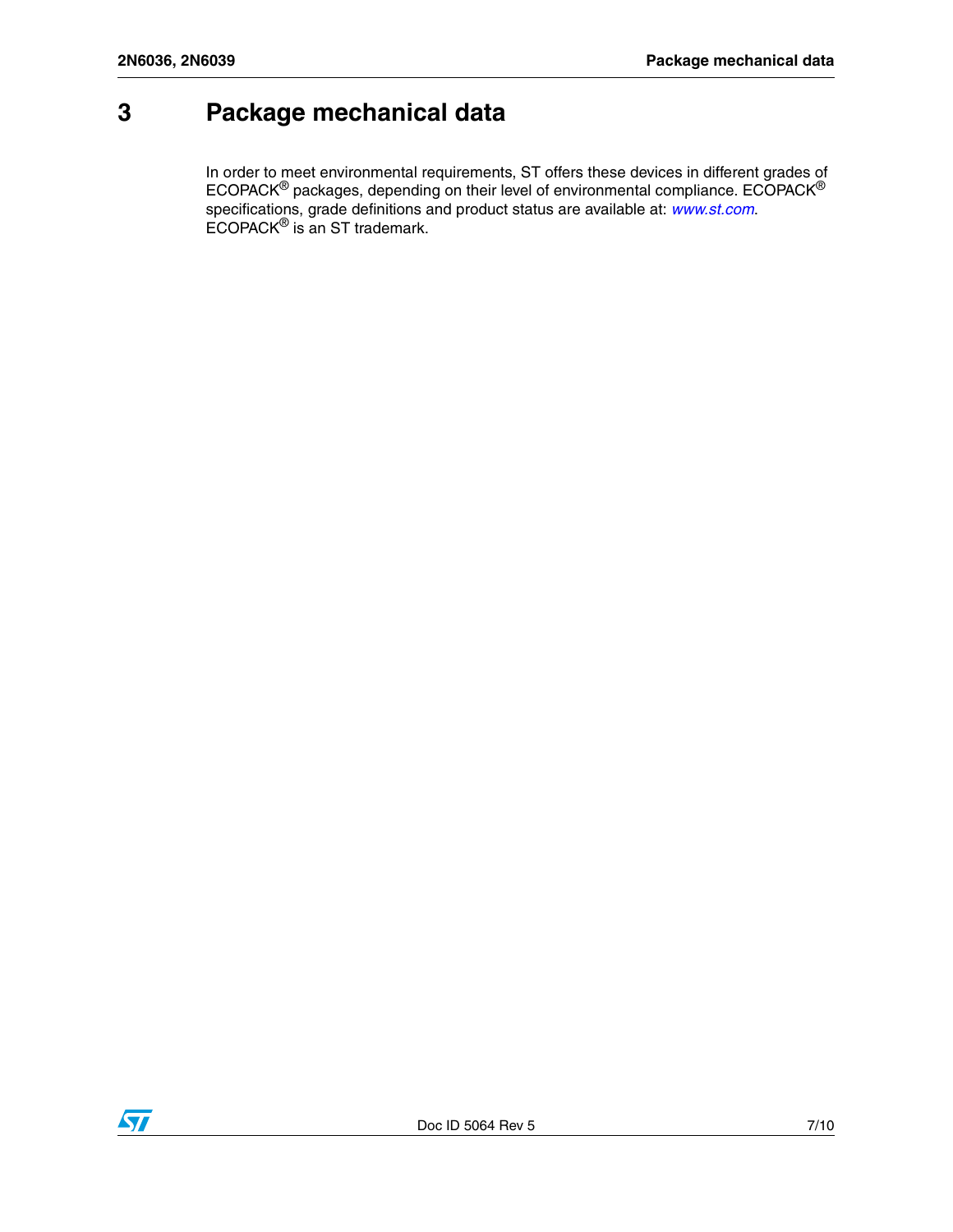# 3 Package mechanical data

In order to meet environmental requirements, ST offers these devices in different grades of ECOPACK® packages, depending on their level of environmental compliance. ECOPACK® specifications, grade definitions and product status are available at: *www.st.com*. ECOPACK® is an ST trademark.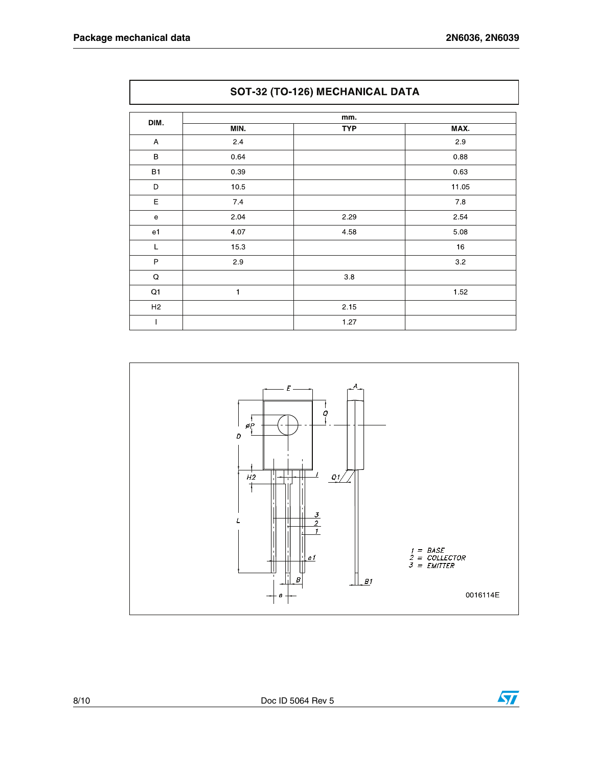## SOT-32 (TO-126) MECHANICAL DATA

| DIM. | mm. | | |
|---|---|---|---|
| | MIN. | TYP | MAX. |
| A | 2.4 | | 2.9 |
| B | 0.64 | | 0.88 |
| B1 | 0.39 | | 0.63 |
| D | 10.5 | | 11.05 |
| E | 7.4 | | 7.8 |
| e | 2.04 | 2.29 | 2.54 |
| e1 | 4.07 | 4.58 | 5.08 |
| L | 15.3 | | 16 |
| P | 2.9 | | 3.2 |
| Q | | 3.8 | |
| Q1 | 1 | | 1.52 |
| H2 | | 2.15 | |
| I | | 1.27 | |

1 = BASE
2 = COLLECTOR
3 = EMITTER

0016114E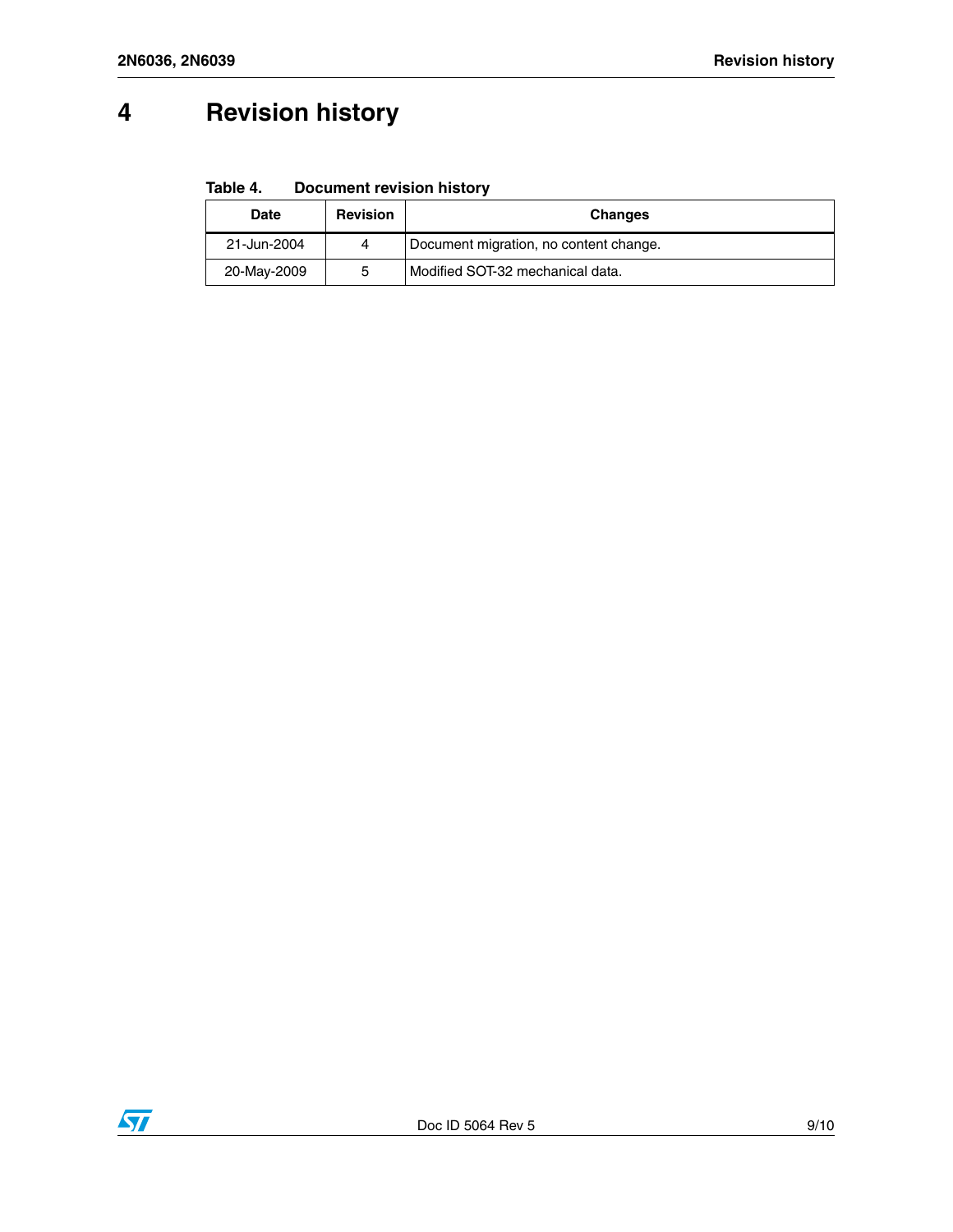# 4 Revision history

Table 4. Document revision history

| Date | Revision | Changes |
| --- | --- | --- |
| 21-Jun-2004 | 4 | Document migration, no content change. |
| 20-May-2009 | 5 | Modified SOT-32 mechanical data. |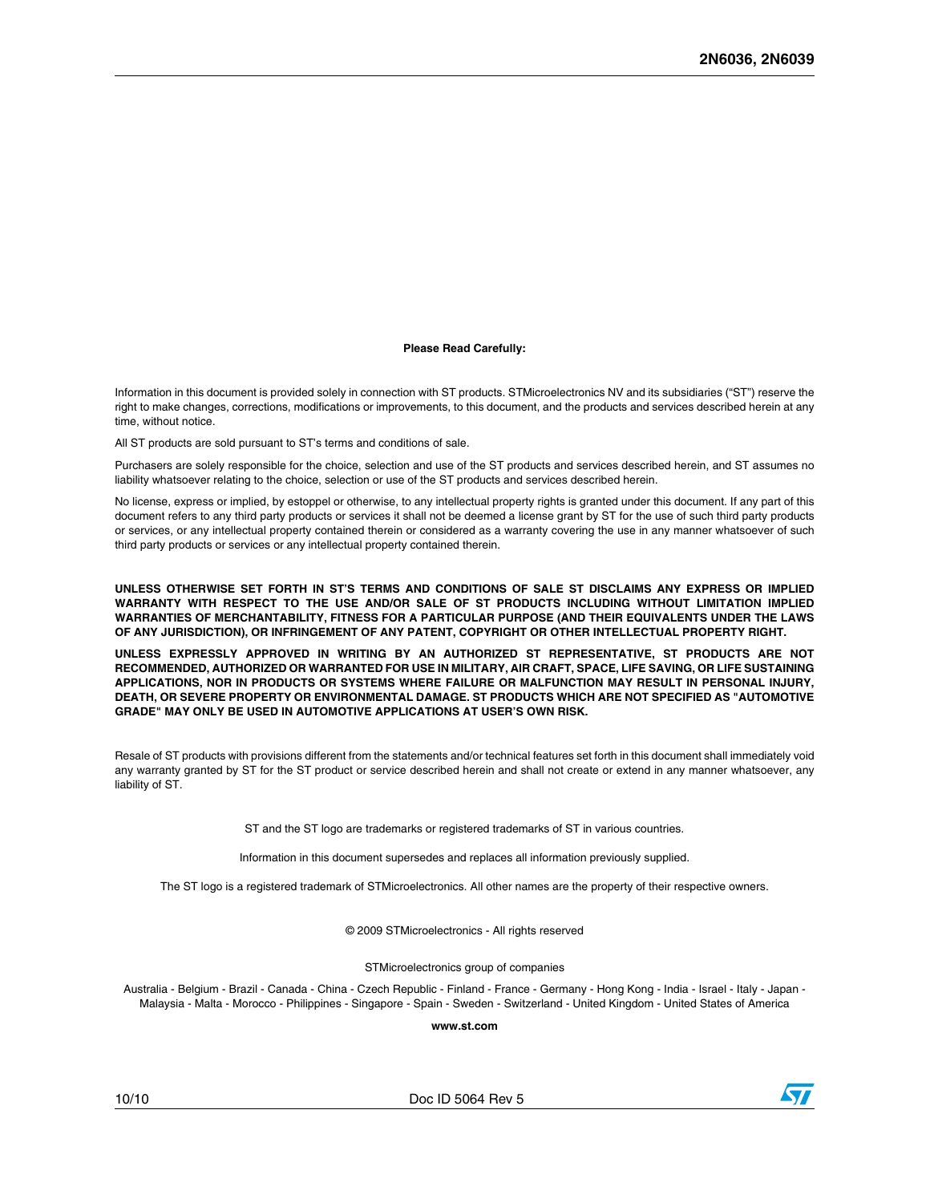**Please Read Carefully:**

Information in this document is provided solely in connection with ST products. STMicroelectronics NV and its subsidiaries (“ST”) reserve the right to make changes, corrections, modifications or improvements, to this document, and the products and services described herein at any time, without notice.

All ST products are sold pursuant to ST’s terms and conditions of sale.

Purchasers are solely responsible for the choice, selection and use of the ST products and services described herein, and ST assumes no liability whatsoever relating to the choice, selection or use of the ST products and services described herein.

No license, express or implied, by estoppel or otherwise, to any intellectual property rights is granted under this document. If any part of this document refers to any third party products or services it shall not be deemed a license grant by ST for the use of such third party products or services, or any intellectual property contained therein or considered as a warranty covering the use in any manner whatsoever of such third party products or services or any intellectual property contained therein.

**UNLESS OTHERWISE SET FORTH IN ST’S TERMS AND CONDITIONS OF SALE ST DISCLAIMS ANY EXPRESS OR IMPLIED WARRANTY WITH RESPECT TO THE USE AND/OR SALE OF ST PRODUCTS INCLUDING WITHOUT LIMITATION IMPLIED WARRANTIES OF MERCHANTABILITY, FITNESS FOR A PARTICULAR PURPOSE (AND THEIR EQUIVALENTS UNDER THE LAWS OF ANY JURISDICTION), OR INFRINGEMENT OF ANY PATENT, COPYRIGHT OR OTHER INTELLECTUAL PROPERTY RIGHT.**

**UNLESS EXPRESSLY APPROVED IN WRITING BY AN AUTHORIZED ST REPRESENTATIVE, ST PRODUCTS ARE NOT RECOMMENDED, AUTHORIZED OR WARRANTED FOR USE IN MILITARY, AIR CRAFT, SPACE, LIFE SAVING, OR LIFE SUSTAINING APPLICATIONS, NOR IN PRODUCTS OR SYSTEMS WHERE FAILURE OR MALFUNCTION MAY RESULT IN PERSONAL INJURY, DEATH, OR SEVERE PROPERTY OR ENVIRONMENTAL DAMAGE. ST PRODUCTS WHICH ARE NOT SPECIFIED AS "AUTOMOTIVE GRADE" MAY ONLY BE USED IN AUTOMOTIVE APPLICATIONS AT USER’S OWN RISK.**

Resale of ST products with provisions different from the statements and/or technical features set forth in this document shall immediately void any warranty granted by ST for the ST product or service described herein and shall not create or extend in any manner whatsoever, any liability of ST.

ST and the ST logo are trademarks or registered trademarks of ST in various countries.

Information in this document supersedes and replaces all information previously supplied.

The ST logo is a registered trademark of STMicroelectronics. All other names are the property of their respective owners.

© 2009 STMicroelectronics - All rights reserved

STMicroelectronics group of companies

Australia - Belgium - Brazil - Canada - China - Czech Republic - Finland - France - Germany - Hong Kong - India - Israel - Italy - Japan - Malaysia - Malta - Morocco - Philippines - Singapore - Spain - Sweden - Switzerland - United Kingdom - United States of America

**www.st.com**